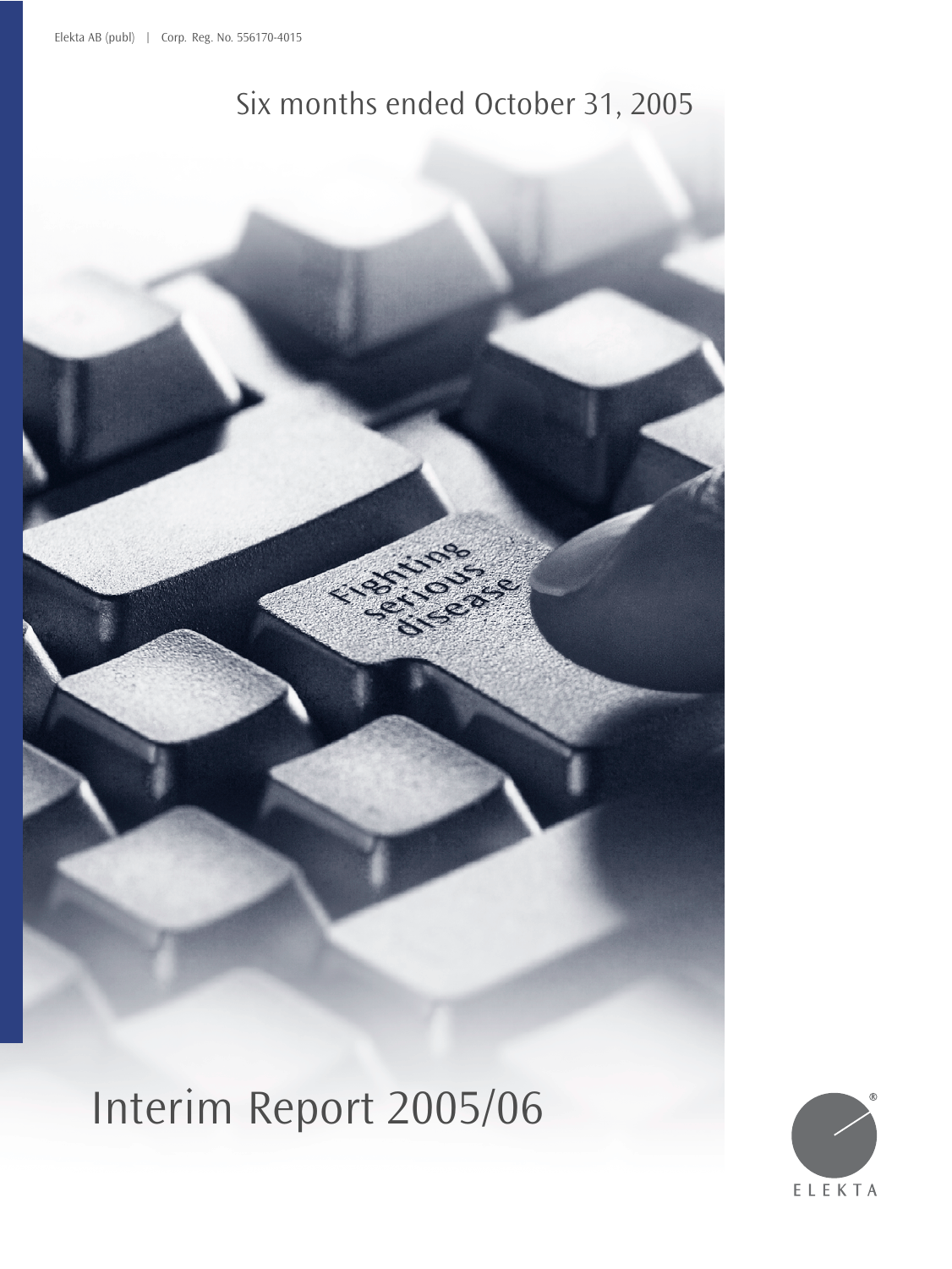Elekta AB (publ) | Corp. Reg. No. 556170-4015

Six months ended October 31, 2005

# Interim Report 2005/06

ELEKTA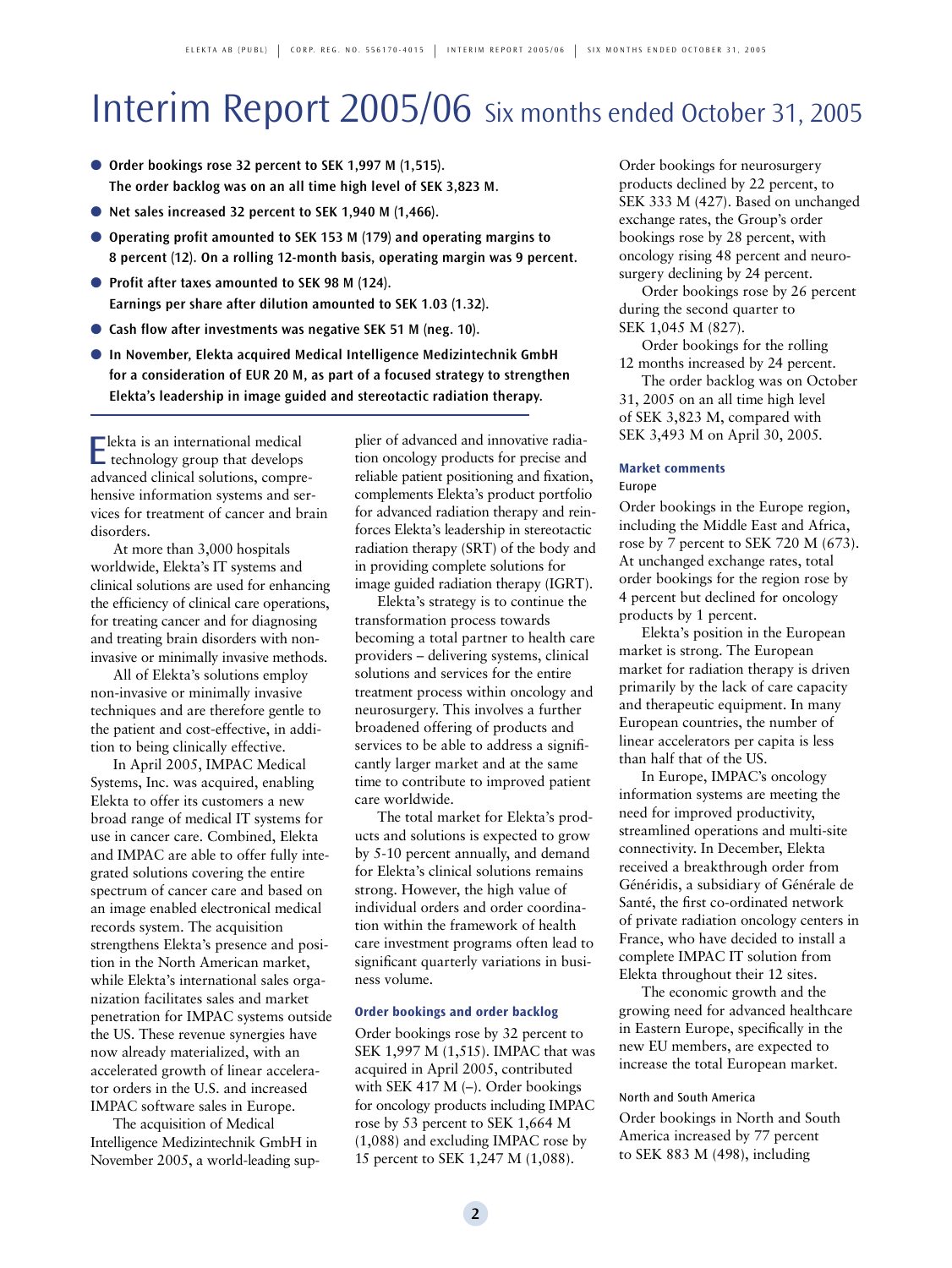# Interim Report 2005/06 Six months ended October 31, 2005

- **Order bookings rose 32 percent to SEK 1,997 M (1,515). The order backlog was on an all time high level of SEK 3,823 M.**
- **Net sales increased 32 percent to SEK 1,940 M (1,466).**
- **Operating profit amounted to SEK 153 M (179) and operating margins to 8 percent (12). On a rolling 12-month basis, operating margin was 9 percent.**
- **Profit after taxes amounted to SEK 98 M (124). Earnings per share after dilution amounted to SEK 1.03 (1.32).**
- **Cash flow after investments was negative SEK 51 M (neg. 10).**
- **In November, Elekta acquired Medical Intelligence Medizintechnik GmbH for a consideration of EUR 20 M, as part of a focused strategy to strengthen Elekta's leadership in image guided and stereotactic radiation therapy.**

---

Elekta is an international medical technology group that develops advanced clinical solutions, comprehensive information systems and services for treatment of cancer and brain disorders.

At more than 3,000 hospitals worldwide, Elekta's IT systems and clinical solutions are used for enhancing the efficiency of clinical care operations, for treating cancer and for diagnosing and treating brain disorders with non-invasive or minimally invasive methods.

All of Elekta's solutions employ non-invasive or minimally invasive techniques and are therefore gentle to the patient and cost-effective, in addition to being clinically effective.

In April 2005, IMPAC Medical Systems, Inc. was acquired, enabling Elekta to offer its customers a new broad range of medical IT systems for use in cancer care. Combined, Elekta and IMPAC are able to offer fully integrated solutions covering the entire spectrum of cancer care and based on an image enabled electronical medical records system. The acquisition strengthens Elekta's presence and position in the North American market, while Elekta's international sales organization facilitates sales and market penetration for IMPAC systems outside the US. These revenue synergies have now already materialized, with an accelerated growth of linear accelerator orders in the U.S. and increased IMPAC software sales in Europe.

The acquisition of Medical Intelligence Medizintechnik GmbH in November 2005, a world-leading supplier of advanced and innovative radiation oncology products for precise and reliable patient positioning and fixation, complements Elekta's product portfolio for advanced radiation therapy and reinforces Elekta's leadership in stereotactic radiation therapy (SRT) of the body and in providing complete solutions for image guided radiation therapy (IGRT).

Elekta's strategy is to continue the transformation process towards becoming a total partner to health care providers – delivering systems, clinical solutions and services for the entire treatment process within oncology and neurosurgery. This involves a further broadened offering of products and services to be able to address a significantly larger market and at the same time to contribute to improved patient care worldwide.

The total market for Elekta's products and solutions is expected to grow by 5-10 percent annually, and demand for Elekta's clinical solutions remains strong. However, the high value of individual orders and order coordination within the framework of health care investment programs often lead to significant quarterly variations in business volume.

### Order bookings and order backlog

Order bookings rose by 32 percent to SEK 1,997 M (1,515). IMPAC that was acquired in April 2005, contributed with SEK 417 M (–). Order bookings for oncology products including IMPAC rose by 53 percent to SEK 1,664 M (1,088) and excluding IMPAC rose by 15 percent to SEK 1,247 M (1,088). Order bookings for neurosurgery products declined by 22 percent, to SEK 333 M (427). Based on unchanged exchange rates, the Group's order bookings rose by 28 percent, with oncology rising 48 percent and neurosurgery declining by 24 percent.

Order bookings rose by 26 percent during the second quarter to SEK 1,045 M (827).

Order bookings for the rolling 12 months increased by 24 percent.

The order backlog was on October 31, 2005 on an all time high level of SEK 3,823 M, compared with SEK 3,493 M on April 30, 2005.

### Market comments

#### Europe

Order bookings in the Europe region, including the Middle East and Africa, rose by 7 percent to SEK 720 M (673). At unchanged exchange rates, total order bookings for the region rose by 4 percent but declined for oncology products by 1 percent.

Elekta's position in the European market is strong. The European market for radiation therapy is driven primarily by the lack of care capacity and therapeutic equipment. In many European countries, the number of linear accelerators per capita is less than half that of the US.

In Europe, IMPAC's oncology information systems are meeting the need for improved productivity, streamlined operations and multi-site connectivity. In December, Elekta received a breakthrough order from Généridis, a subsidiary of Générale de Santé, the first co-ordinated network of private radiation oncology centers in France, who have decided to install a complete IMPAC IT solution from Elekta throughout their 12 sites.

The economic growth and the growing need for advanced healthcare in Eastern Europe, specifically in the new EU members, are expected to increase the total European market.

#### North and South America

Order bookings in North and South America increased by 77 percent to SEK 883 M (498), including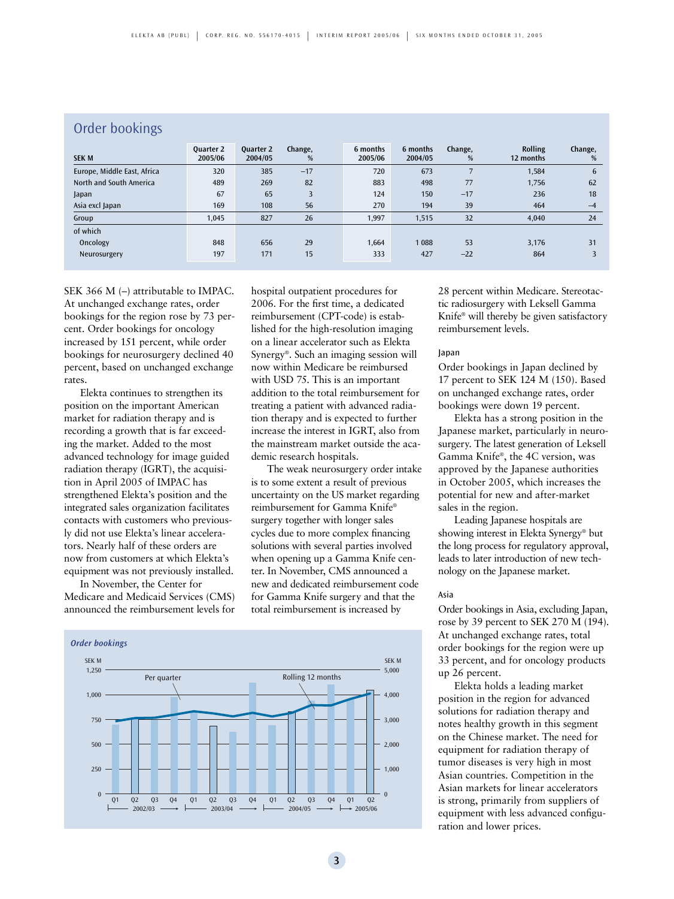## Order bookings

| SEK M | Quarter 2 2005/06 | Quarter 2 2004/05 | Change, % | 6 months 2005/06 | 6 months 2004/05 | Change, % | Rolling 12 months | Change, % |
|---|---|---|---|---|---|---|---|---|
| Europe, Middle East, Africa | 320 | 385 | –17 | 720 | 673 | 7 | 1,584 | 6 |
| North and South America | 489 | 269 | 82 | 883 | 498 | 77 | 1,756 | 62 |
| Japan | 67 | 65 | 3 | 124 | 150 | –17 | 236 | 18 |
| Asia excl Japan | 169 | 108 | 56 | 270 | 194 | 39 | 464 | –4 |
| Group | 1,045 | 827 | 26 | 1,997 | 1,515 | 32 | 4,040 | 24 |
| of which | | | | | | | | |
| Oncology | 848 | 656 | 29 | 1,664 | 1 088 | 53 | 3,176 | 31 |
| Neurosurgery | 197 | 171 | 15 | 333 | 427 | –22 | 864 | 3 |

SEK 366 M (–) attributable to IMPAC. At unchanged exchange rates, order bookings for the region rose by 73 percent. Order bookings for oncology increased by 151 percent, while order bookings for neurosurgery declined 40 percent, based on unchanged exchange rates.

Elekta continues to strengthen its position on the important American market for radiation therapy and is recording a growth that is far exceeding the market. Added to the most advanced technology for image guided radiation therapy (IGRT), the acquisition in April 2005 of IMPAC has strengthened Elekta's position and the integrated sales organization facilitates contacts with customers who previously did not use Elekta's linear accelerators. Nearly half of these orders are now from customers at which Elekta's equipment was not previously installed.

In November, the Center for Medicare and Medicaid Services (CMS) announced the reimbursement levels for hospital outpatient procedures for 2006. For the first time, a dedicated reimbursement (CPT-code) is established for the high-resolution imaging on a linear accelerator such as Elekta Synergy®. Such an imaging session will now within Medicare be reimbursed with USD 75. This is an important addition to the total reimbursement for treating a patient with advanced radiation therapy and is expected to further increase the interest in IGRT, also from the mainstream market outside the academic research hospitals.

The weak neurosurgery order intake is to some extent a result of previous uncertainty on the US market regarding reimbursement for Gamma Knife® surgery together with longer sales cycles due to more complex financing solutions with several parties involved when opening up a Gamma Knife center. In November, CMS announced a new and dedicated reimbursement code for Gamma Knife surgery and that the total reimbursement is increased by 28 percent within Medicare. Stereotactic radiosurgery with Leksell Gamma Knife® will thereby be given satisfactory reimbursement levels.

**Order bookings**

| SEK M | Q1 2002/03 | Q2 2002/03 | Q3 2002/03 | Q4 2002/03 | Q1 2003/04 | Q2 2003/04 | Q3 2003/04 | Q4 2003/04 | Q1 2004/05 | Q2 2004/05 | Q3 2004/05 | Q4 2004/05 | Q1 2005/06 | Q2 2005/06 |
|---|---|---|---|---|---|---|---|---|---|---|---|---|---|---|

*Chart: Per quarter (bars, SEK M, left axis 0–1,250) and Rolling 12 months (line, SEK M, right axis 0–5,000), Q1 2002/03 – Q2 2005/06.*

#### Japan

Order bookings in Japan declined by 17 percent to SEK 124 M (150). Based on unchanged exchange rates, order bookings were down 19 percent.

Elekta has a strong position in the Japanese market, particularly in neurosurgery. The latest generation of Leksell Gamma Knife®, the 4C version, was approved by the Japanese authorities in October 2005, which increases the potential for new and after-market sales in the region.

Leading Japanese hospitals are showing interest in Elekta Synergy® but the long process for regulatory approval, leads to later introduction of new technology on the Japanese market.

#### Asia

Order bookings in Asia, excluding Japan, rose by 39 percent to SEK 270 M (194). At unchanged exchange rates, total order bookings for the region were up 33 percent, and for oncology products up 26 percent.

Elekta holds a leading market position in the region for advanced solutions for radiation therapy and notes healthy growth in this segment on the Chinese market. The need for equipment for radiation therapy of tumor diseases is very high in most Asian countries. Competition in the Asian markets for linear accelerators is strong, primarily from suppliers of equipment with less advanced configuration and lower prices.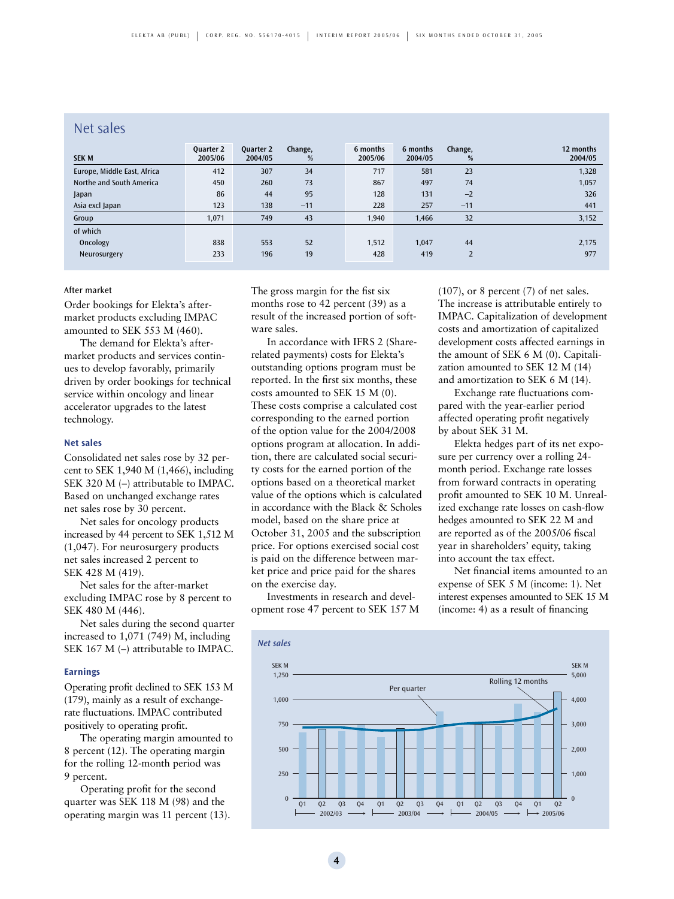## Net sales

| SEK M | Quarter 2 2005/06 | Quarter 2 2004/05 | Change, % | 6 months 2005/06 | 6 months 2004/05 | Change, % | 12 months 2004/05 |
|---|---|---|---|---|---|---|---|
| Europe, Middle East, Africa | 412 | 307 | 34 | 717 | 581 | 23 | 1,328 |
| Northe and South America | 450 | 260 | 73 | 867 | 497 | 74 | 1,057 |
| Japan | 86 | 44 | 95 | 128 | 131 | –2 | 326 |
| Asia excl Japan | 123 | 138 | –11 | 228 | 257 | –11 | 441 |
| Group | 1,071 | 749 | 43 | 1,940 | 1,466 | 32 | 3,152 |
| of which | | | | | | | |
| Oncology | 838 | 553 | 52 | 1,512 | 1,047 | 44 | 2,175 |
| Neurosurgery | 233 | 196 | 19 | 428 | 419 | 2 | 977 |

After market

Order bookings for Elekta's after-market products excluding IMPAC amounted to SEK 553 M (460).

The demand for Elekta's after-market products and services continues to develop favorably, primarily driven by order bookings for technical service within oncology and linear accelerator upgrades to the latest technology.

### Net sales

Consolidated net sales rose by 32 percent to SEK 1,940 M (1,466), including SEK 320 M (–) attributable to IMPAC. Based on unchanged exchange rates net sales rose by 30 percent.

Net sales for oncology products increased by 44 percent to SEK 1,512 M (1,047). For neurosurgery products net sales increased 2 percent to SEK 428 M (419).

Net sales for the after-market excluding IMPAC rose by 8 percent to SEK 480 M (446).

Net sales during the second quarter increased to 1,071 (749) M, including SEK 167 M (–) attributable to IMPAC.

### Earnings

Operating profit declined to SEK 153 M (179), mainly as a result of exchange-rate fluctuations. IMPAC contributed positively to operating profit.

The operating margin amounted to 8 percent (12). The operating margin for the rolling 12-month period was 9 percent.

Operating profit for the second quarter was SEK 118 M (98) and the operating margin was 11 percent (13).

The gross margin for the fist six months rose to 42 percent (39) as a result of the increased portion of software sales.

In accordance with IFRS 2 (Share-related payments) costs for Elekta's outstanding options program must be reported. In the first six months, these costs amounted to SEK 15 M (0). These costs comprise a calculated cost corresponding to the earned portion of the option value for the 2004/2008 options program at allocation. In addition, there are calculated social security costs for the earned portion of the options based on a theoretical market value of the options which is calculated in accordance with the Black & Scholes model, based on the share price at October 31, 2005 and the subscription price. For options exercised social cost is paid on the difference between market price and price paid for the shares on the exercise day.

Investments in research and development rose 47 percent to SEK 157 M (107), or 8 percent (7) of net sales. The increase is attributable entirely to IMPAC. Capitalization of development costs and amortization of capitalized development costs affected earnings in the amount of SEK 6 M (0). Capitalization amounted to SEK 12 M (14) and amortization to SEK 6 M (14).

Exchange rate fluctuations compared with the year-earlier period affected operating profit negatively by about SEK 31 M.

Elekta hedges part of its net exposure per currency over a rolling 24-month period. Exchange rate losses from forward contracts in operating profit amounted to SEK 10 M. Unrealized exchange rate losses on cash-flow hedges amounted to SEK 22 M and are reported as of the 2005/06 fiscal year in shareholders' equity, taking into account the tax effect.

Net financial items amounted to an expense of SEK 5 M (income: 1). Net interest expenses amounted to SEK 15 M (income: 4) as a result of financing

*Net sales*

SEK M (left axis: 0–1,250, Per quarter) / SEK M (right axis: 0–5,000, Rolling 12 months)

Q1 Q2 Q3 Q4 2002/03 — Q1 Q2 Q3 Q4 2003/04 — Q1 Q2 Q3 Q4 2004/05 — Q1 Q2 2005/06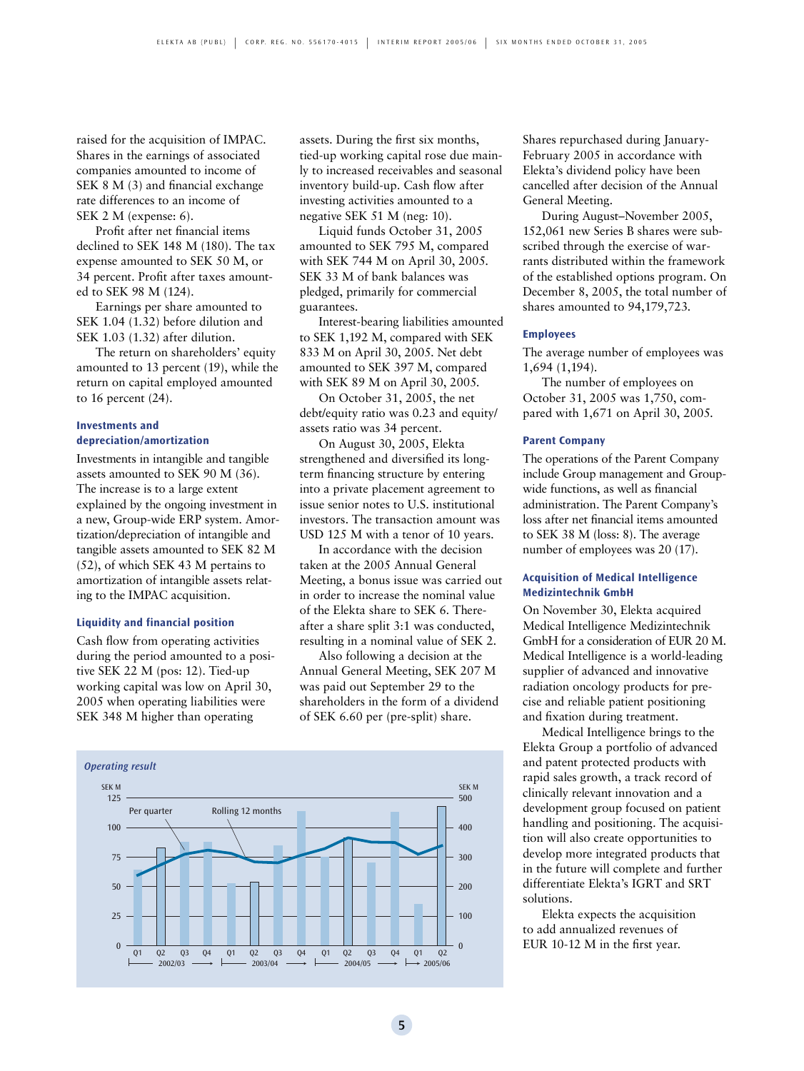raised for the acquisition of IMPAC. Shares in the earnings of associated companies amounted to income of SEK 8 M (3) and financial exchange rate differences to an income of SEK 2 M (expense: 6).

Profit after net financial items declined to SEK 148 M (180). The tax expense amounted to SEK 50 M, or 34 percent. Profit after taxes amounted to SEK 98 M (124).

Earnings per share amounted to SEK 1.04 (1.32) before dilution and SEK 1.03 (1.32) after dilution.

The return on shareholders' equity amounted to 13 percent (19), while the return on capital employed amounted to 16 percent (24).

### Investments and depreciation/amortization

Investments in intangible and tangible assets amounted to SEK 90 M (36). The increase is to a large extent explained by the ongoing investment in a new, Group-wide ERP system. Amortization/depreciation of intangible and tangible assets amounted to SEK 82 M (52), of which SEK 43 M pertains to amortization of intangible assets relating to the IMPAC acquisition.

### Liquidity and financial position

Cash flow from operating activities during the period amounted to a positive SEK 22 M (pos: 12). Tied-up working capital was low on April 30, 2005 when operating liabilities were SEK 348 M higher than operating assets. During the first six months, tied-up working capital rose due mainly to increased receivables and seasonal inventory build-up. Cash flow after investing activities amounted to a negative SEK 51 M (neg: 10).

Liquid funds October 31, 2005 amounted to SEK 795 M, compared with SEK 744 M on April 30, 2005. SEK 33 M of bank balances was pledged, primarily for commercial guarantees.

Interest-bearing liabilities amounted to SEK 1,192 M, compared with SEK 833 M on April 30, 2005. Net debt amounted to SEK 397 M, compared with SEK 89 M on April 30, 2005.

On October 31, 2005, the net debt/equity ratio was 0.23 and equity/assets ratio was 34 percent.

On August 30, 2005, Elekta strengthened and diversified its long-term financing structure by entering into a private placement agreement to issue senior notes to U.S. institutional investors. The transaction amount was USD 125 M with a tenor of 10 years.

In accordance with the decision taken at the 2005 Annual General Meeting, a bonus issue was carried out in order to increase the nominal value of the Elekta share to SEK 6. Thereafter a share split 3:1 was conducted, resulting in a nominal value of SEK 2.

Also following a decision at the Annual General Meeting, SEK 207 M was paid out September 29 to the shareholders in the form of a dividend of SEK 6.60 per (pre-split) share.

Shares repurchased during January-February 2005 in accordance with Elekta's dividend policy have been cancelled after decision of the Annual General Meeting.

During August–November 2005, 152,061 new Series B shares were subscribed through the exercise of warrants distributed within the framework of the established options program. On December 8, 2005, the total number of shares amounted to 94,179,723.

### Employees

The average number of employees was 1,694 (1,194).

The number of employees on October 31, 2005 was 1,750, compared with 1,671 on April 30, 2005.

### Parent Company

The operations of the Parent Company include Group management and Group-wide functions, as well as financial administration. The Parent Company's loss after net financial items amounted to SEK 38 M (loss: 8). The average number of employees was 20 (17).

### Acquisition of Medical Intelligence Medizintechnik GmbH

On November 30, Elekta acquired Medical Intelligence Medizintechnik GmbH for a consideration of EUR 20 M. Medical Intelligence is a world-leading supplier of advanced and innovative radiation oncology products for precise and reliable patient positioning and fixation during treatment.

Medical Intelligence brings to the Elekta Group a portfolio of advanced and patent protected products with rapid sales growth, a track record of clinically relevant innovation and a development group focused on patient handling and positioning. The acquisition will also create opportunities to develop more integrated products that in the future will complete and further differentiate Elekta's IGRT and SRT solutions.

Elekta expects the acquisition to add annualized revenues of EUR 10-12 M in the first year.

*Operating result*

SEK M (left axis: 0–125, Per quarter); SEK M (right axis: 0–500, Rolling 12 months)

Q1 Q2 Q3 Q4 2002/03 — Q1 Q2 Q3 Q4 2003/04 — Q1 Q2 Q3 Q4 2004/05 — Q1 Q2 2005/06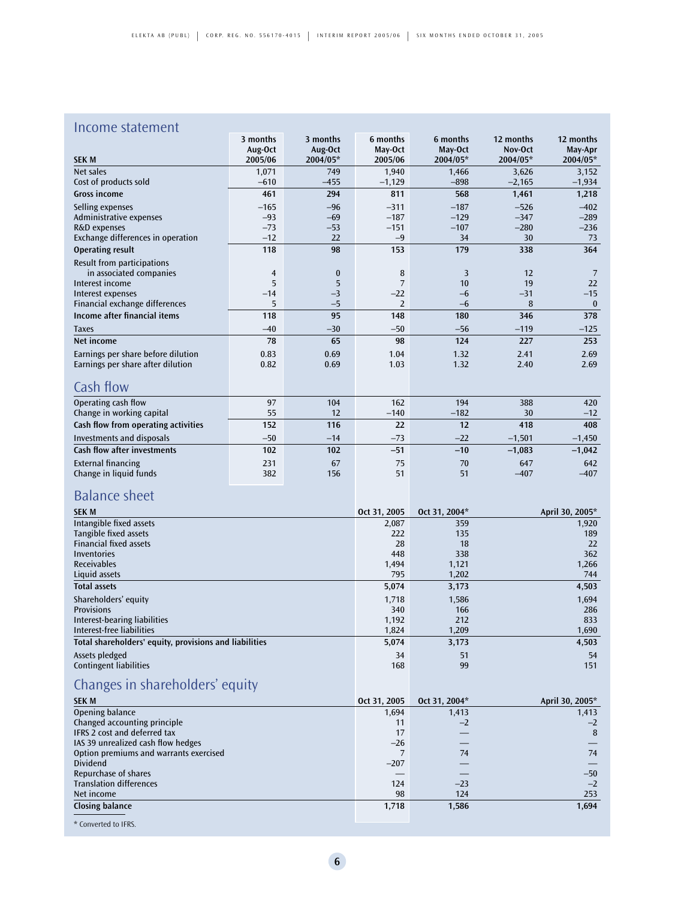## Income statement

| SEK M | 3 months Aug-Oct 2005/06 | 3 months Aug-Oct 2004/05* | 6 months May-Oct 2005/06 | 6 months May-Oct 2004/05* | 12 months Nov-Oct 2004/05* | 12 months May-Apr 2004/05* |
|---|---|---|---|---|---|---|
| Net sales | 1,071 | 749 | 1,940 | 1,466 | 3,626 | 3,152 |
| Cost of products sold | –610 | –455 | –1,129 | –898 | –2,165 | –1,934 |
| **Gross income** | **461** | **294** | **811** | **568** | **1,461** | **1,218** |
| Selling expenses | –165 | –96 | –311 | –187 | –526 | –402 |
| Administrative expenses | –93 | –69 | –187 | –129 | –347 | –289 |
| R&D expenses | –73 | –53 | –151 | –107 | –280 | –236 |
| Exchange differences in operation | –12 | 22 | –9 | 34 | 30 | 73 |
| **Operating result** | **118** | **98** | **153** | **179** | **338** | **364** |
| Result from participations in associated companies | 4 | 0 | 8 | 3 | 12 | 7 |
| Interest income | 5 | 5 | 7 | 10 | 19 | 22 |
| Interest expenses | –14 | –3 | –22 | –6 | –31 | –15 |
| Financial exchange differences | 5 | –5 | 2 | –6 | 8 | 0 |
| **Income after financial items** | **118** | **95** | **148** | **180** | **346** | **378** |
| Taxes | –40 | –30 | –50 | –56 | –119 | –125 |
| **Net income** | **78** | **65** | **98** | **124** | **227** | **253** |
| Earnings per share before dilution | 0.83 | 0.69 | 1.04 | 1.32 | 2.41 | 2.69 |
| Earnings per share after dilution | 0.82 | 0.69 | 1.03 | 1.32 | 2.40 | 2.69 |

## Cash flow

| | 3 months Aug-Oct 2005/06 | 3 months Aug-Oct 2004/05* | 6 months May-Oct 2005/06 | 6 months May-Oct 2004/05* | 12 months Nov-Oct 2004/05* | 12 months May-Apr 2004/05* |
|---|---|---|---|---|---|---|
| Operating cash flow | 97 | 104 | 162 | 194 | 388 | 420 |
| Change in working capital | 55 | 12 | –140 | –182 | 30 | –12 |
| **Cash flow from operating activities** | **152** | **116** | **22** | **12** | **418** | **408** |
| Investments and disposals | –50 | –14 | –73 | –22 | –1,501 | –1,450 |
| **Cash flow after investments** | **102** | **102** | **–51** | **–10** | **–1,083** | **–1,042** |
| External financing | 231 | 67 | 75 | 70 | 647 | 642 |
| Change in liquid funds | 382 | 156 | 51 | 51 | –407 | –407 |

## Balance sheet

| SEK M | Oct 31, 2005 | Oct 31, 2004* | April 30, 2005* |
|---|---|---|---|
| Intangible fixed assets | 2,087 | 359 | 1,920 |
| Tangible fixed assets | 222 | 135 | 189 |
| Financial fixed assets | 28 | 18 | 22 |
| Inventories | 448 | 338 | 362 |
| Receivables | 1,494 | 1,121 | 1,266 |
| Liquid assets | 795 | 1,202 | 744 |
| **Total assets** | **5,074** | **3,173** | **4,503** |
| Shareholders' equity | 1,718 | 1,586 | 1,694 |
| Provisions | 340 | 166 | 286 |
| Interest-bearing liabilities | 1,192 | 212 | 833 |
| Interest-free liabilities | 1,824 | 1,209 | 1,690 |
| **Total shareholders' equity, provisions and liabilities** | **5,074** | **3,173** | **4,503** |
| Assets pledged | 34 | 51 | 54 |
| Contingent liabilities | 168 | 99 | 151 |

## Changes in shareholders' equity

| SEK M | Oct 31, 2005 | Oct 31, 2004* | April 30, 2005* |
|---|---|---|---|
| Opening balance | 1,694 | 1,413 | 1,413 |
| Changed accounting principle | 11 | –2 | –2 |
| IFRS 2 cost and deferred tax | 17 | — | 8 |
| IAS 39 unrealized cash flow hedges | –26 | — | — |
| Option premiums and warrants exercised | 7 | 74 | 74 |
| Dividend | –207 | — | — |
| Repurchase of shares | — | — | –50 |
| Translation differences | 124 | –23 | –2 |
| Net income | 98 | 124 | 253 |
| **Closing balance** | **1,718** | **1,586** | **1,694** |

* Converted to IFRS.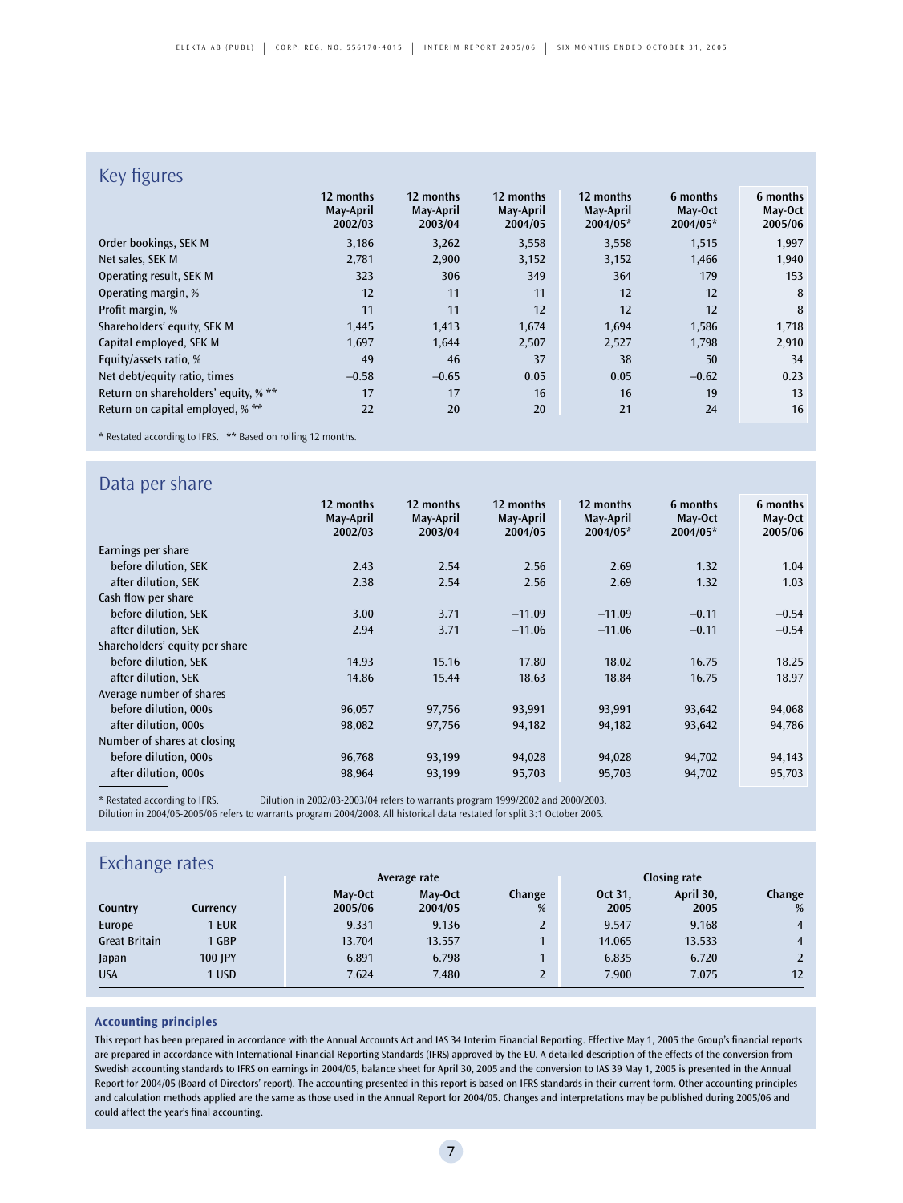## Key figures

| | 12 months May-April 2002/03 | 12 months May-April 2003/04 | 12 months May-April 2004/05 | 12 months May-April 2004/05* | 6 months May-Oct 2004/05* | 6 months May-Oct 2005/06 |
|---|---|---|---|---|---|---|
| Order bookings, SEK M | 3,186 | 3,262 | 3,558 | 3,558 | 1,515 | 1,997 |
| Net sales, SEK M | 2,781 | 2,900 | 3,152 | 3,152 | 1,466 | 1,940 |
| Operating result, SEK M | 323 | 306 | 349 | 364 | 179 | 153 |
| Operating margin, % | 12 | 11 | 11 | 12 | 12 | 8 |
| Profit margin, % | 11 | 11 | 12 | 12 | 12 | 8 |
| Shareholders' equity, SEK M | 1,445 | 1,413 | 1,674 | 1,694 | 1,586 | 1,718 |
| Capital employed, SEK M | 1,697 | 1,644 | 2,507 | 2,527 | 1,798 | 2,910 |
| Equity/assets ratio, % | 49 | 46 | 37 | 38 | 50 | 34 |
| Net debt/equity ratio, times | –0.58 | –0.65 | 0.05 | 0.05 | –0.62 | 0.23 |
| Return on shareholders' equity, % ** | 17 | 17 | 16 | 16 | 19 | 13 |
| Return on capital employed, % ** | 22 | 20 | 20 | 21 | 24 | 16 |

* Restated according to IFRS. ** Based on rolling 12 months.

## Data per share

| | 12 months May-April 2002/03 | 12 months May-April 2003/04 | 12 months May-April 2004/05 | 12 months May-April 2004/05* | 6 months May-Oct 2004/05* | 6 months May-Oct 2005/06 |
|---|---|---|---|---|---|---|
| Earnings per share | | | | | | |
| before dilution, SEK | 2.43 | 2.54 | 2.56 | 2.69 | 1.32 | 1.04 |
| after dilution, SEK | 2.38 | 2.54 | 2.56 | 2.69 | 1.32 | 1.03 |
| Cash flow per share | | | | | | |
| before dilution, SEK | 3.00 | 3.71 | –11.09 | –11.09 | –0.11 | –0.54 |
| after dilution, SEK | 2.94 | 3.71 | –11.06 | –11.06 | –0.11 | –0.54 |
| Shareholders' equity per share | | | | | | |
| before dilution, SEK | 14.93 | 15.16 | 17.80 | 18.02 | 16.75 | 18.25 |
| after dilution, SEK | 14.86 | 15.44 | 18.63 | 18.84 | 16.75 | 18.97 |
| Average number of shares | | | | | | |
| before dilution, 000s | 96,057 | 97,756 | 93,991 | 93,991 | 93,642 | 94,068 |
| after dilution, 000s | 98,082 | 97,756 | 94,182 | 94,182 | 93,642 | 94,786 |
| Number of shares at closing | | | | | | |
| before dilution, 000s | 96,768 | 93,199 | 94,028 | 94,028 | 94,702 | 94,143 |
| after dilution, 000s | 98,964 | 93,199 | 95,703 | 95,703 | 94,702 | 95,703 |

* Restated according to IFRS. Dilution in 2002/03-2003/04 refers to warrants program 1999/2002 and 2000/2003.
Dilution in 2004/05-2005/06 refers to warrants program 2004/2008. All historical data restated for split 3:1 October 2005.

## Exchange rates

| | | Average rate | | | Closing rate | | |
|---|---|---|---|---|---|---|---|
| Country | Currency | May-Oct 2005/06 | May-Oct 2004/05 | Change % | Oct 31, 2005 | April 30, 2005 | Change % |
| Europe | 1 EUR | 9.331 | 9.136 | 2 | 9.547 | 9.168 | 4 |
| Great Britain | 1 GBP | 13.704 | 13.557 | 1 | 14.065 | 13.533 | 4 |
| Japan | 100 JPY | 6.891 | 6.798 | 1 | 6.835 | 6.720 | 2 |
| USA | 1 USD | 7.624 | 7.480 | 2 | 7.900 | 7.075 | 12 |

### Accounting principles

This report has been prepared in accordance with the Annual Accounts Act and IAS 34 Interim Financial Reporting. Effective May 1, 2005 the Group's financial reports are prepared in accordance with International Financial Reporting Standards (IFRS) approved by the EU. A detailed description of the effects of the conversion from Swedish accounting standards to IFRS on earnings in 2004/05, balance sheet for April 30, 2005 and the conversion to IAS 39 May 1, 2005 is presented in the Annual Report for 2004/05 (Board of Directors' report). The accounting presented in this report is based on IFRS standards in their current form. Other accounting principles and calculation methods applied are the same as those used in the Annual Report for 2004/05. Changes and interpretations may be published during 2005/06 and could affect the year's final accounting.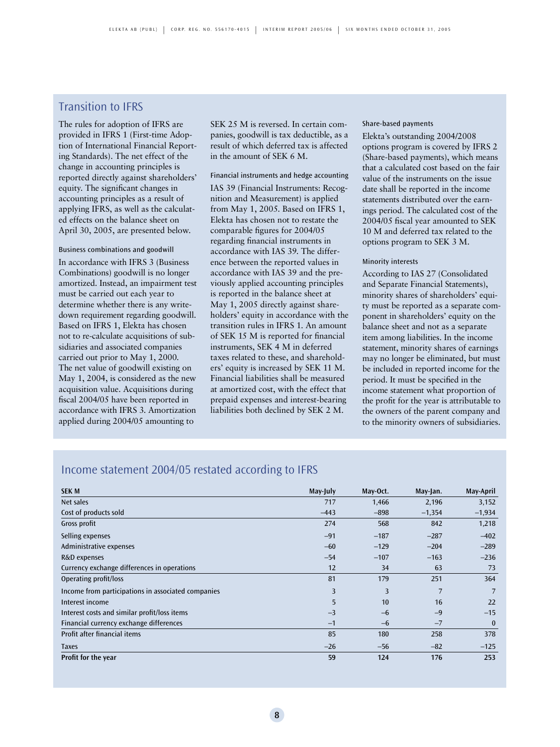## Transition to IFRS

The rules for adoption of IFRS are provided in IFRS 1 (First-time Adoption of International Financial Reporting Standards). The net effect of the change in accounting principles is reported directly against shareholders' equity. The significant changes in accounting principles as a result of applying IFRS, as well as the calculated effects on the balance sheet on April 30, 2005, are presented below.

### Business combinations and goodwill

In accordance with IFRS 3 (Business Combinations) goodwill is no longer amortized. Instead, an impairment test must be carried out each year to determine whether there is any write-down requirement regarding goodwill. Based on IFRS 1, Elekta has chosen not to re-calculate acquisitions of subsidiaries and associated companies carried out prior to May 1, 2000. The net value of goodwill existing on May 1, 2004, is considered as the new acquisition value. Acquisitions during fiscal 2004/05 have been reported in accordance with IFRS 3. Amortization applied during 2004/05 amounting to SEK 25 M is reversed. In certain companies, goodwill is tax deductible, as a result of which deferred tax is affected in the amount of SEK 6 M.

### Financial instruments and hedge accounting

IAS 39 (Financial Instruments: Recognition and Measurement) is applied from May 1, 2005. Based on IFRS 1, Elekta has chosen not to restate the comparable figures for 2004/05 regarding financial instruments in accordance with IAS 39. The difference between the reported values in accordance with IAS 39 and the previously applied accounting principles is reported in the balance sheet at May 1, 2005 directly against shareholders' equity in accordance with the transition rules in IFRS 1. An amount of SEK 15 M is reported for financial instruments, SEK 4 M in deferred taxes related to these, and shareholders' equity is increased by SEK 11 M. Financial liabilities shall be measured at amortized cost, with the effect that prepaid expenses and interest-bearing liabilities both declined by SEK 2 M.

### Share-based payments

Elekta's outstanding 2004/2008 options program is covered by IFRS 2 (Share-based payments), which means that a calculated cost based on the fair value of the instruments on the issue date shall be reported in the income statements distributed over the earnings period. The calculated cost of the 2004/05 fiscal year amounted to SEK 10 M and deferred tax related to the options program to SEK 3 M.

### Minority interests

According to IAS 27 (Consolidated and Separate Financial Statements), minority shares of shareholders' equity must be reported as a separate component in shareholders' equity on the balance sheet and not as a separate item among liabilities. In the income statement, minority shares of earnings may no longer be eliminated, but must be included in reported income for the period. It must be specified in the income statement what proportion of the profit for the year is attributable to the owners of the parent company and to the minority owners of subsidiaries.

## Income statement 2004/05 restated according to IFRS

| SEK M | May-July | May-Oct. | May-Jan. | May-April |
|---|---|---|---|---|
| Net sales | 717 | 1,466 | 2,196 | 3,152 |
| Cost of products sold | –443 | –898 | –1,354 | –1,934 |
| Gross profit | 274 | 568 | 842 | 1,218 |
| Selling expenses | –91 | –187 | –287 | –402 |
| Administrative expenses | –60 | –129 | –204 | –289 |
| R&D expenses | –54 | –107 | –163 | –236 |
| Currency exchange differences in operations | 12 | 34 | 63 | 73 |
| Operating profit/loss | 81 | 179 | 251 | 364 |
| Income from participations in associated companies | 3 | 3 | 7 | 7 |
| Interest income | 5 | 10 | 16 | 22 |
| Interest costs and similar profit/loss items | –3 | –6 | –9 | –15 |
| Financial currency exchange differences | –1 | –6 | –7 | 0 |
| Profit after financial items | 85 | 180 | 258 | 378 |
| Taxes | –26 | –56 | –82 | –125 |
| **Profit for the year** | **59** | **124** | **176** | **253** |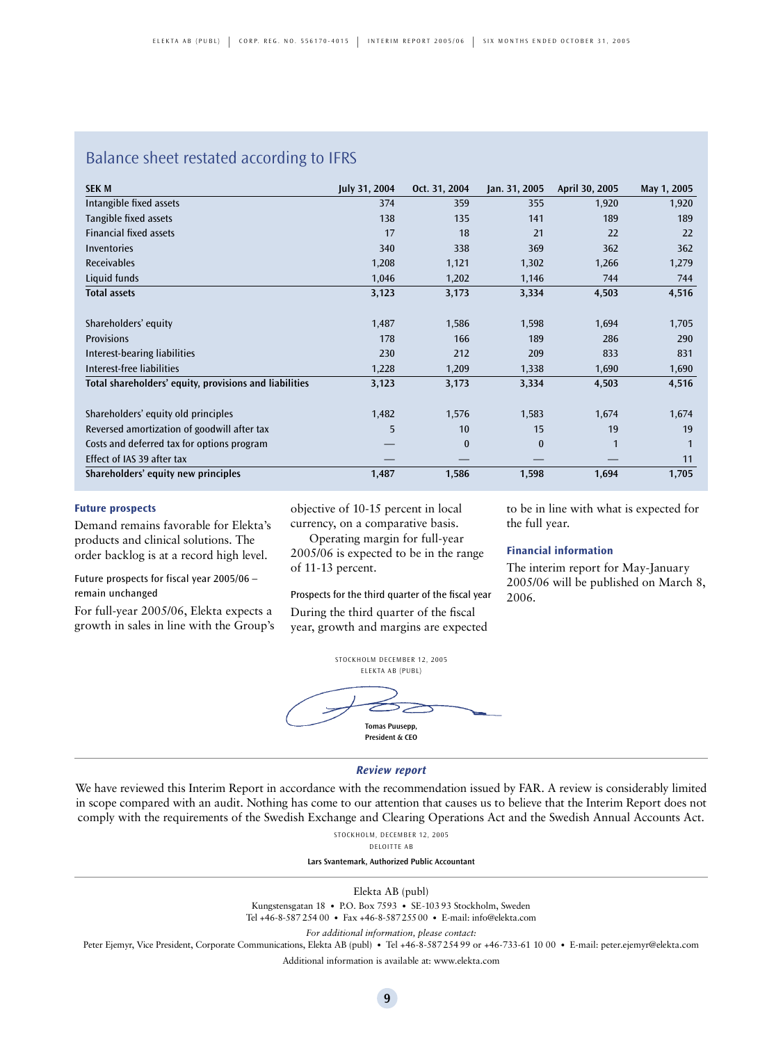## Balance sheet restated according to IFRS

| SEK M | July 31, 2004 | Oct. 31, 2004 | Jan. 31, 2005 | April 30, 2005 | May 1, 2005 |
|---|---|---|---|---|---|
| Intangible fixed assets | 374 | 359 | 355 | 1,920 | 1,920 |
| Tangible fixed assets | 138 | 135 | 141 | 189 | 189 |
| Financial fixed assets | 17 | 18 | 21 | 22 | 22 |
| Inventories | 340 | 338 | 369 | 362 | 362 |
| Receivables | 1,208 | 1,121 | 1,302 | 1,266 | 1,279 |
| Liquid funds | 1,046 | 1,202 | 1,146 | 744 | 744 |
| **Total assets** | **3,123** | **3,173** | **3,334** | **4,503** | **4,516** |
| | | | | | |
| Shareholders' equity | 1,487 | 1,586 | 1,598 | 1,694 | 1,705 |
| Provisions | 178 | 166 | 189 | 286 | 290 |
| Interest-bearing liabilities | 230 | 212 | 209 | 833 | 831 |
| Interest-free liabilities | 1,228 | 1,209 | 1,338 | 1,690 | 1,690 |
| **Total shareholders' equity, provisions and liabilities** | **3,123** | **3,173** | **3,334** | **4,503** | **4,516** |
| | | | | | |
| Shareholders' equity old principles | 1,482 | 1,576 | 1,583 | 1,674 | 1,674 |
| Reversed amortization of goodwill after tax | 5 | 10 | 15 | 19 | 19 |
| Costs and deferred tax for options program | — | 0 | 0 | 1 | 1 |
| Effect of IAS 39 after tax | — | — | — | — | 11 |
| **Shareholders' equity new principles** | **1,487** | **1,586** | **1,598** | **1,694** | **1,705** |

### Future prospects

Demand remains favorable for Elekta's products and clinical solutions. The order backlog is at a record high level.

Future prospects for fiscal year 2005/06 – remain unchanged

For full-year 2005/06, Elekta expects a growth in sales in line with the Group's objective of 10-15 percent in local currency, on a comparative basis.

Operating margin for full-year 2005/06 is expected to be in the range of 11-13 percent.

Prospects for the third quarter of the fiscal year

During the third quarter of the fiscal year, growth and margins are expected to be in line with what is expected for the full year.

### Financial information

The interim report for May-January 2005/06 will be published on March 8, 2006.

STOCKHOLM DECEMBER 12, 2005
ELEKTA AB (PUBL)

**Tomas Puusepp,**
**President & CEO**

### *Review report*

We have reviewed this Interim Report in accordance with the recommendation issued by FAR. A review is considerably limited in scope compared with an audit. Nothing has come to our attention that causes us to believe that the Interim Report does not comply with the requirements of the Swedish Exchange and Clearing Operations Act and the Swedish Annual Accounts Act.

STOCKHOLM, DECEMBER 12, 2005
DELOITTE AB

**Lars Svantemark, Authorized Public Accountant**

Elekta AB (publ)
Kungstensgatan 18 • P.O. Box 7593 • SE-103 93 Stockholm, Sweden
Tel +46-8-587 254 00 • Fax +46-8-587 255 00 • E-mail: info@elekta.com

*For additional information, please contact:*
Peter Ejemyr, Vice President, Corporate Communications, Elekta AB (publ) • Tel +46-8-587 254 99 or +46-733-61 10 00 • E-mail: peter.ejemyr@elekta.com

Additional information is available at: www.elekta.com